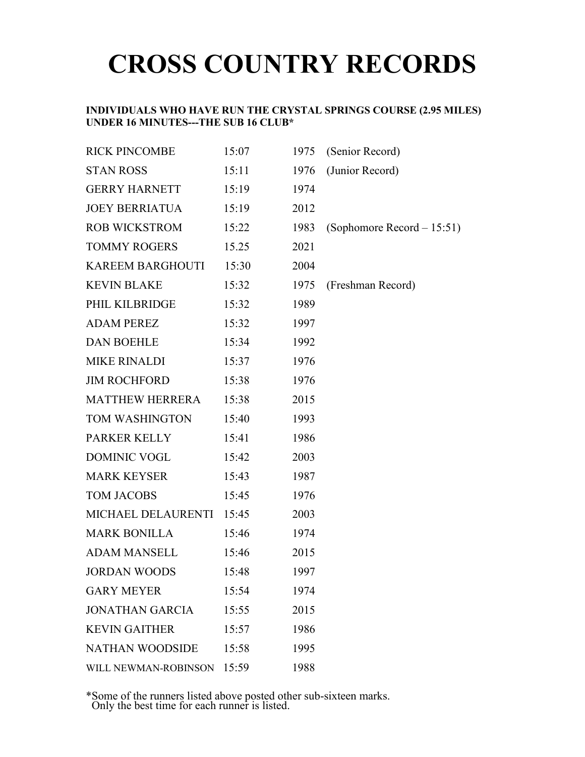# CROSS COUNTRY RECORDS

**INDIVIDUALS WHO HAVE RUN THE CRYSTAL SPRINGS COURSE (2.95 MILES) UNDER 16 MINUTES---THE SUB 16 CLUB***

| | | | |
|---|---|---|---|
| RICK PINCOMBE | 15:07 | 1975 | (Senior Record) |
| STAN ROSS | 15:11 | 1976 | (Junior Record) |
| GERRY HARNETT | 15:19 | 1974 | |
| JOEY BERRIATUA | 15:19 | 2012 | |
| ROB WICKSTROM | 15:22 | 1983 | (Sophomore Record – 15:51) |
| TOMMY ROGERS | 15.25 | 2021 | |
| KAREEM BARGHOUTI | 15:30 | 2004 | |
| KEVIN BLAKE | 15:32 | 1975 | (Freshman Record) |
| PHIL KILBRIDGE | 15:32 | 1989 | |
| ADAM PEREZ | 15:32 | 1997 | |
| DAN BOEHLE | 15:34 | 1992 | |
| MIKE RINALDI | 15:37 | 1976 | |
| JIM ROCHFORD | 15:38 | 1976 | |
| MATTHEW HERRERA | 15:38 | 2015 | |
| TOM WASHINGTON | 15:40 | 1993 | |
| PARKER KELLY | 15:41 | 1986 | |
| DOMINIC VOGL | 15:42 | 2003 | |
| MARK KEYSER | 15:43 | 1987 | |
| TOM JACOBS | 15:45 | 1976 | |
| MICHAEL DELAURENTI | 15:45 | 2003 | |
| MARK BONILLA | 15:46 | 1974 | |
| ADAM MANSELL | 15:46 | 2015 | |
| JORDAN WOODS | 15:48 | 1997 | |
| GARY MEYER | 15:54 | 1974 | |
| JONATHAN GARCIA | 15:55 | 2015 | |
| KEVIN GAITHER | 15:57 | 1986 | |
| NATHAN WOODSIDE | 15:58 | 1995 | |
| WILL NEWMAN-ROBINSON | 15:59 | 1988 | |

*Some of the runners listed above posted other sub-sixteen marks. Only the best time for each runner is listed.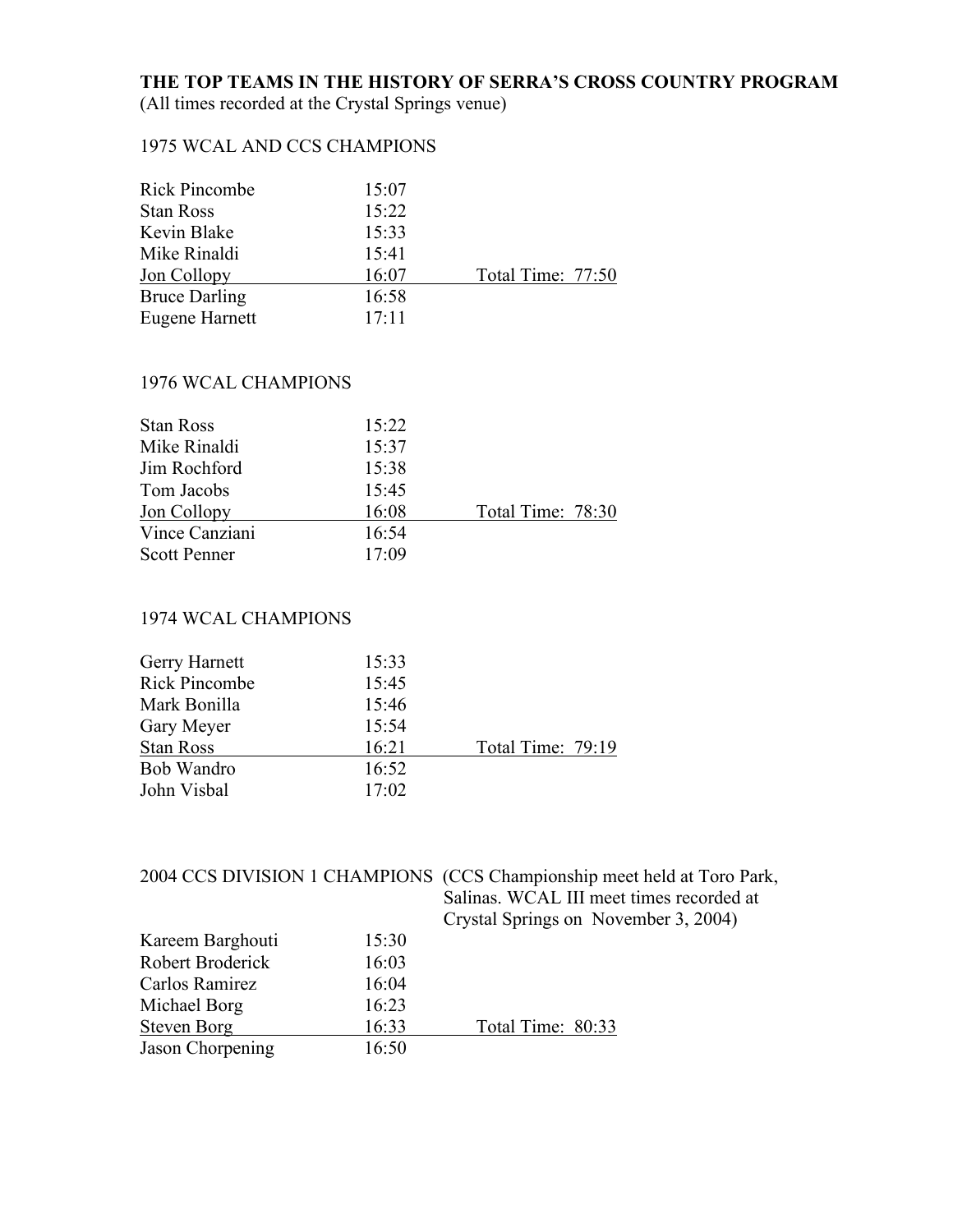**THE TOP TEAMS IN THE HISTORY OF SERRA'S CROSS COUNTRY PROGRAM**
(All times recorded at the Crystal Springs venue)

1975 WCAL AND CCS CHAMPIONS

| | | |
|---|---|---|
| Rick Pincombe | 15:07 | |
| Stan Ross | 15:22 | |
| Kevin Blake | 15:33 | |
| Mike Rinaldi | 15:41 | |
| Jon Collopy | 16:07 | Total Time: 77:50 |
| Bruce Darling | 16:58 | |
| Eugene Harnett | 17:11 | |

1976 WCAL CHAMPIONS

| | | |
|---|---|---|
| Stan Ross | 15:22 | |
| Mike Rinaldi | 15:37 | |
| Jim Rochford | 15:38 | |
| Tom Jacobs | 15:45 | |
| Jon Collopy | 16:08 | Total Time: 78:30 |
| Vince Canziani | 16:54 | |
| Scott Penner | 17:09 | |

1974 WCAL CHAMPIONS

| | | |
|---|---|---|
| Gerry Harnett | 15:33 | |
| Rick Pincombe | 15:45 | |
| Mark Bonilla | 15:46 | |
| Gary Meyer | 15:54 | |
| Stan Ross | 16:21 | Total Time: 79:19 |
| Bob Wandro | 16:52 | |
| John Visbal | 17:02 | |

2004 CCS DIVISION 1 CHAMPIONS (CCS Championship meet held at Toro Park, Salinas. WCAL III meet times recorded at Crystal Springs on November 3, 2004)

| | | |
|---|---|---|
| Kareem Barghouti | 15:30 | |
| Robert Broderick | 16:03 | |
| Carlos Ramirez | 16:04 | |
| Michael Borg | 16:23 | |
| Steven Borg | 16:33 | Total Time: 80:33 |
| Jason Chorpening | 16:50 | |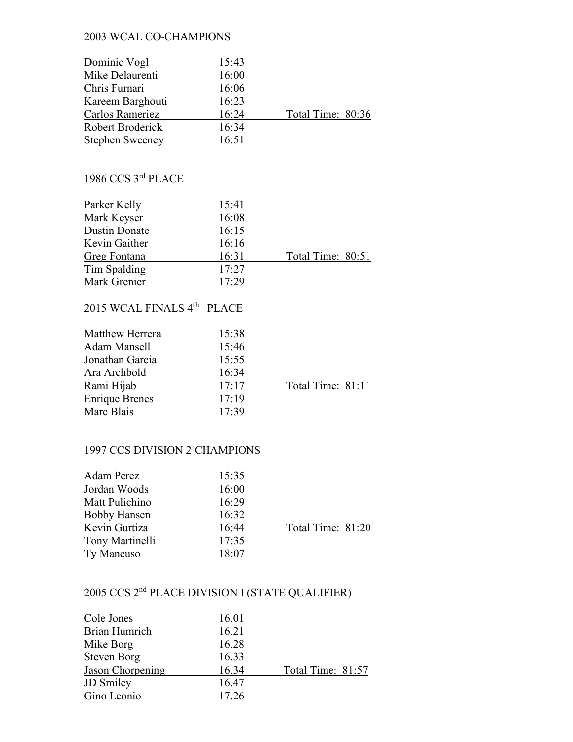2003 WCAL CO-CHAMPIONS

| | | |
|---|---|---|
| Dominic Vogl | 15:43 | |
| Mike Delaurenti | 16:00 | |
| Chris Furnari | 16:06 | |
| Kareem Barghouti | 16:23 | |
| Carlos Rameriez | 16:24 | Total Time: 80:36 |
| Robert Broderick | 16:34 | |
| Stephen Sweeney | 16:51 | |

1986 CCS 3rd PLACE

| | | |
|---|---|---|
| Parker Kelly | 15:41 | |
| Mark Keyser | 16:08 | |
| Dustin Donate | 16:15 | |
| Kevin Gaither | 16:16 | |
| Greg Fontana | 16:31 | Total Time: 80:51 |
| Tim Spalding | 17:27 | |
| Mark Grenier | 17:29 | |

2015 WCAL FINALS 4th PLACE

| | | |
|---|---|---|
| Matthew Herrera | 15:38 | |
| Adam Mansell | 15:46 | |
| Jonathan Garcia | 15:55 | |
| Ara Archbold | 16:34 | |
| Rami Hijab | 17:17 | Total Time: 81:11 |
| Enrique Brenes | 17:19 | |
| Marc Blais | 17:39 | |

1997 CCS DIVISION 2 CHAMPIONS

| | | |
|---|---|---|
| Adam Perez | 15:35 | |
| Jordan Woods | 16:00 | |
| Matt Pulichino | 16:29 | |
| Bobby Hansen | 16:32 | |
| Kevin Gurtiza | 16:44 | Total Time: 81:20 |
| Tony Martinelli | 17:35 | |
| Ty Mancuso | 18:07 | |

2005 CCS 2nd PLACE DIVISION I (STATE QUALIFIER)

| | | |
|---|---|---|
| Cole Jones | 16.01 | |
| Brian Humrich | 16.21 | |
| Mike Borg | 16.28 | |
| Steven Borg | 16.33 | |
| Jason Chorpening | 16.34 | Total Time: 81:57 |
| JD Smiley | 16.47 | |
| Gino Leonio | 17.26 | |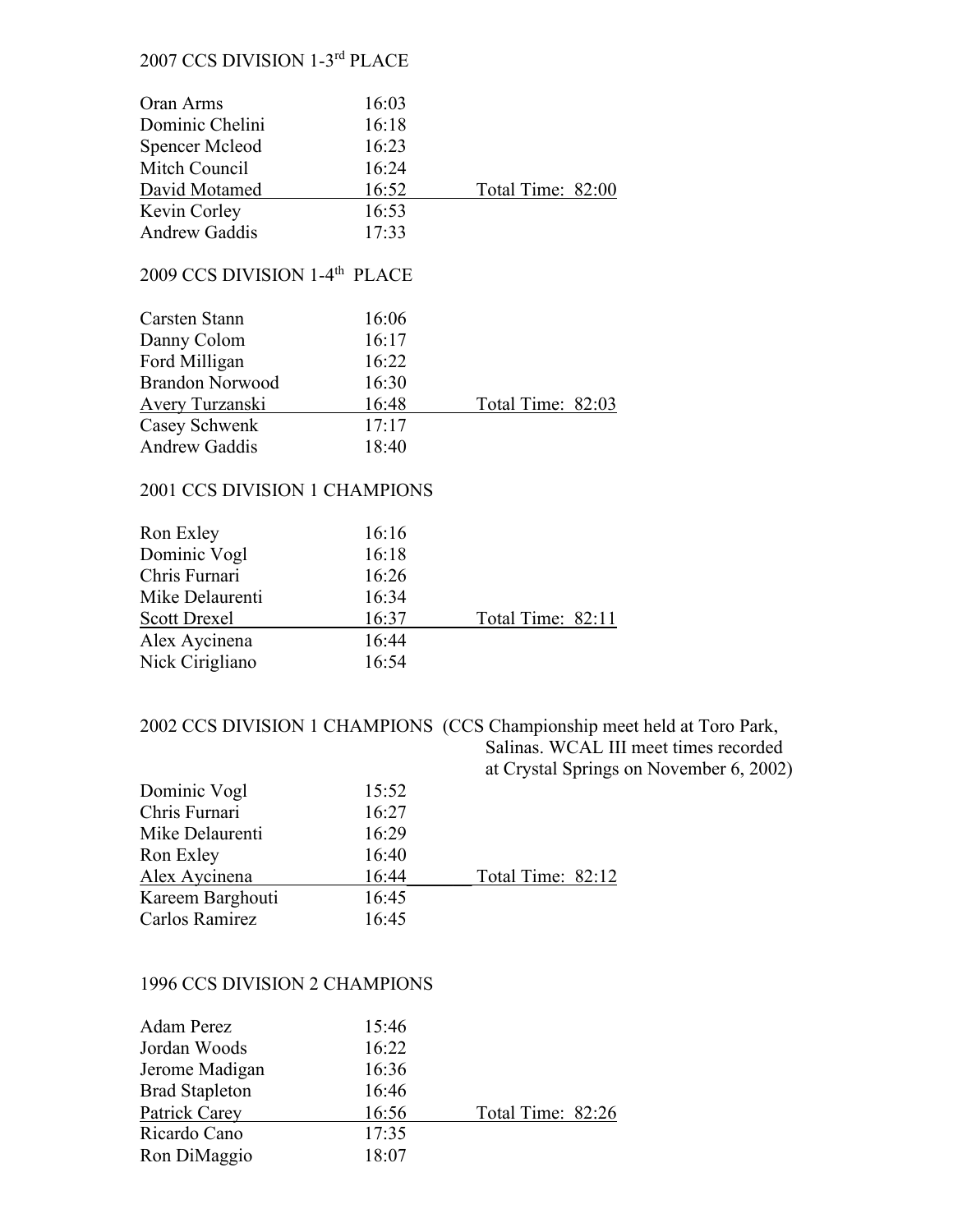## 2007 CCS DIVISION 1-3rd PLACE

| | | |
|---|---|---|
| Oran Arms | 16:03 | |
| Dominic Chelini | 16:18 | |
| Spencer Mcleod | 16:23 | |
| Mitch Council | 16:24 | |
| David Motamed | 16:52 | Total Time: 82:00 |
| Kevin Corley | 16:53 | |
| Andrew Gaddis | 17:33 | |

## 2009 CCS DIVISION 1-4th PLACE

| | | |
|---|---|---|
| Carsten Stann | 16:06 | |
| Danny Colom | 16:17 | |
| Ford Milligan | 16:22 | |
| Brandon Norwood | 16:30 | |
| Avery Turzanski | 16:48 | Total Time: 82:03 |
| Casey Schwenk | 17:17 | |
| Andrew Gaddis | 18:40 | |

## 2001 CCS DIVISION 1 CHAMPIONS

| | | |
|---|---|---|
| Ron Exley | 16:16 | |
| Dominic Vogl | 16:18 | |
| Chris Furnari | 16:26 | |
| Mike Delaurenti | 16:34 | |
| Scott Drexel | 16:37 | Total Time: 82:11 |
| Alex Aycinena | 16:44 | |
| Nick Cirigliano | 16:54 | |

## 2002 CCS DIVISION 1 CHAMPIONS

(CCS Championship meet held at Toro Park, Salinas. WCAL III meet times recorded at Crystal Springs on November 6, 2002)

| | | |
|---|---|---|
| Dominic Vogl | 15:52 | |
| Chris Furnari | 16:27 | |
| Mike Delaurenti | 16:29 | |
| Ron Exley | 16:40 | |
| Alex Aycinena | 16:44 | Total Time: 82:12 |
| Kareem Barghouti | 16:45 | |
| Carlos Ramirez | 16:45 | |

## 1996 CCS DIVISION 2 CHAMPIONS

| | | |
|---|---|---|
| Adam Perez | 15:46 | |
| Jordan Woods | 16:22 | |
| Jerome Madigan | 16:36 | |
| Brad Stapleton | 16:46 | |
| Patrick Carey | 16:56 | Total Time: 82:26 |
| Ricardo Cano | 17:35 | |
| Ron DiMaggio | 18:07 | |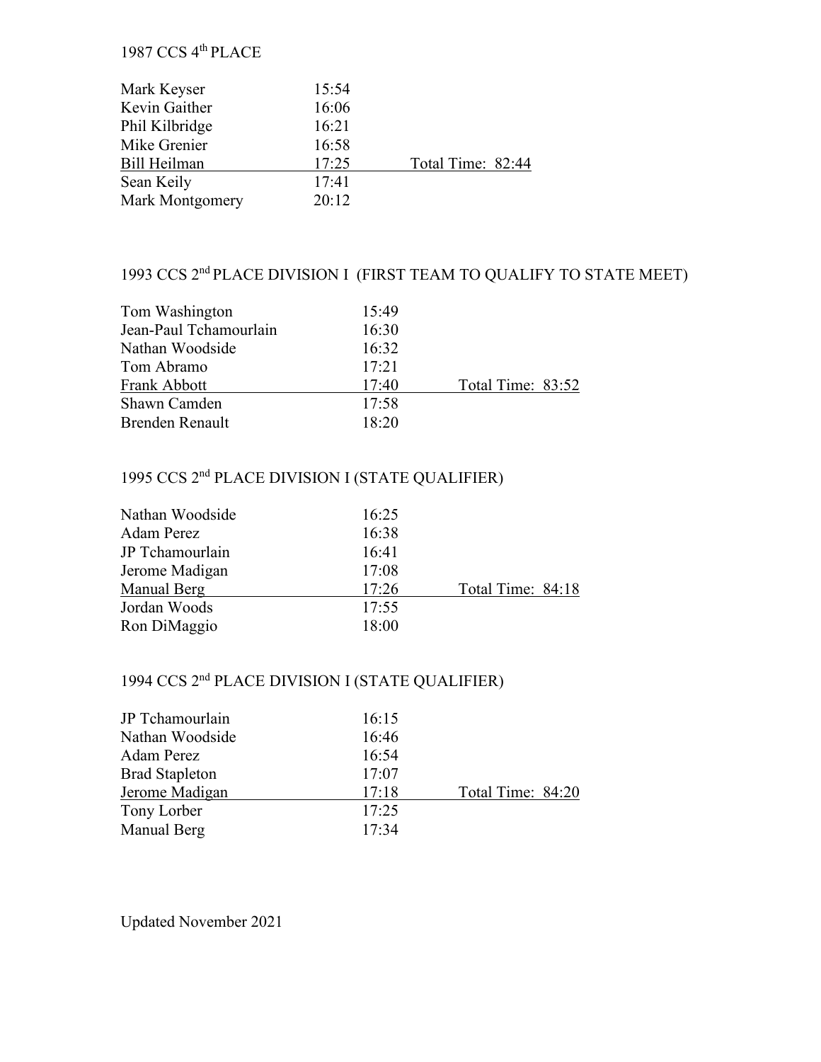1987 CCS 4th PLACE

| | | |
|---|---|---|
| Mark Keyser | 15:54 | |
| Kevin Gaither | 16:06 | |
| Phil Kilbridge | 16:21 | |
| Mike Grenier | 16:58 | |
| Bill Heilman | 17:25 | Total Time: 82:44 |
| Sean Keily | 17:41 | |
| Mark Montgomery | 20:12 | |

1993 CCS 2nd PLACE DIVISION I (FIRST TEAM TO QUALIFY TO STATE MEET)

| | | |
|---|---|---|
| Tom Washington | 15:49 | |
| Jean-Paul Tchamourlain | 16:30 | |
| Nathan Woodside | 16:32 | |
| Tom Abramo | 17:21 | |
| Frank Abbott | 17:40 | Total Time: 83:52 |
| Shawn Camden | 17:58 | |
| Brenden Renault | 18:20 | |

1995 CCS 2nd PLACE DIVISION I (STATE QUALIFIER)

| | | |
|---|---|---|
| Nathan Woodside | 16:25 | |
| Adam Perez | 16:38 | |
| JP Tchamourlain | 16:41 | |
| Jerome Madigan | 17:08 | |
| Manual Berg | 17:26 | Total Time: 84:18 |
| Jordan Woods | 17:55 | |
| Ron DiMaggio | 18:00 | |

1994 CCS 2nd PLACE DIVISION I (STATE QUALIFIER)

| | | |
|---|---|---|
| JP Tchamourlain | 16:15 | |
| Nathan Woodside | 16:46 | |
| Adam Perez | 16:54 | |
| Brad Stapleton | 17:07 | |
| Jerome Madigan | 17:18 | Total Time: 84:20 |
| Tony Lorber | 17:25 | |
| Manual Berg | 17:34 | |

Updated November 2021